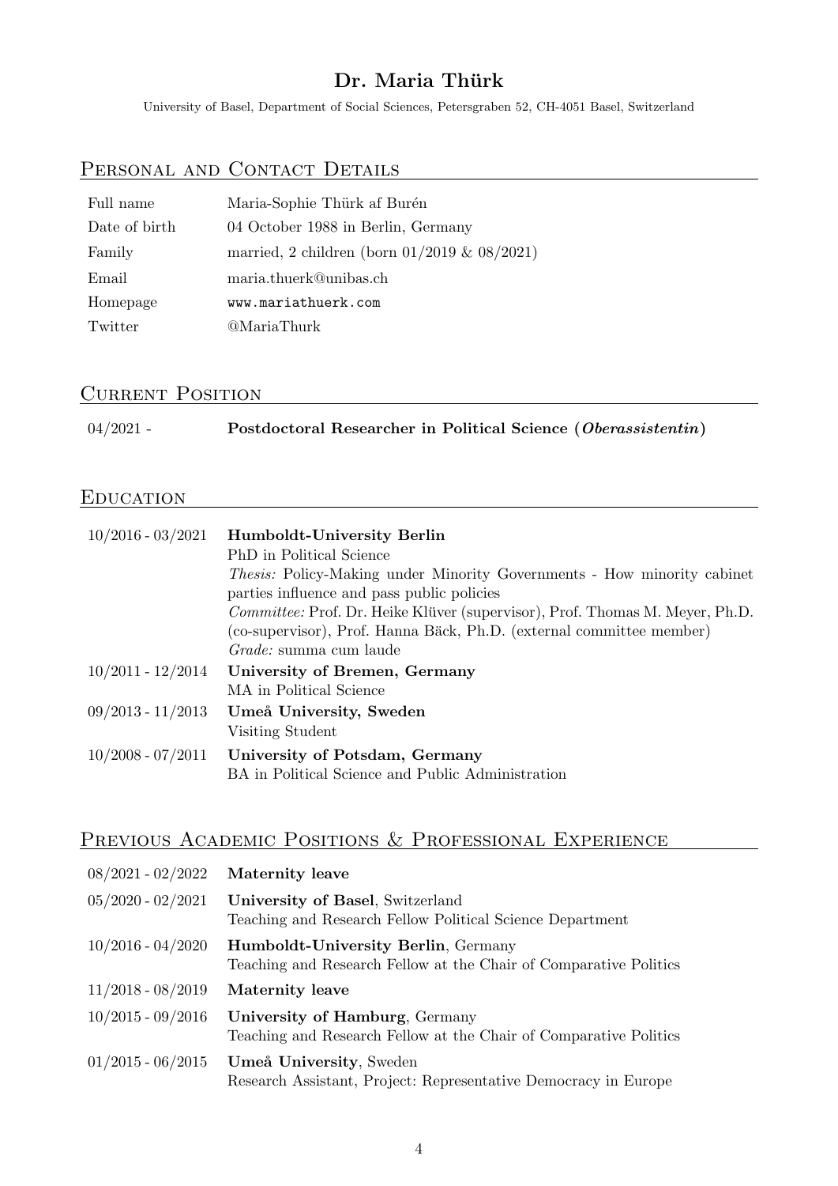# Dr. Maria Thürk

University of Basel, Department of Social Sciences, Petersgraben 52, CH-4051 Basel, Switzerland

## Personal and Contact Details

| | |
|---|---|
| Full name | Maria-Sophie Thürk af Burén |
| Date of birth | 04 October 1988 in Berlin, Germany |
| Family | married, 2 children (born 01/2019 & 08/2021) |
| Email | maria.thuerk@unibas.ch |
| Homepage | www.mariathuerk.com |
| Twitter | @MariaThurk |

## Current Position

| | |
|---|---|
| 04/2021 - | **Postdoctoral Researcher in Political Science (*Oberassistentin*)** |

## Education

| | |
|---|---|
| 10/2016 - 03/2021 | **Humboldt-University Berlin**<br>PhD in Political Science<br>*Thesis:* Policy-Making under Minority Governments - How minority cabinet parties influence and pass public policies<br>*Committee:* Prof. Dr. Heike Klüver (supervisor), Prof. Thomas M. Meyer, Ph.D. (co-supervisor), Prof. Hanna Bäck, Ph.D. (external committee member)<br>*Grade:* summa cum laude |
| 10/2011 - 12/2014 | **University of Bremen, Germany**<br>MA in Political Science |
| 09/2013 - 11/2013 | **Umeå University, Sweden**<br>Visiting Student |
| 10/2008 - 07/2011 | **University of Potsdam, Germany**<br>BA in Political Science and Public Administration |

## Previous Academic Positions & Professional Experience

| | |
|---|---|
| 08/2021 - 02/2022 | **Maternity leave** |
| 05/2020 - 02/2021 | **University of Basel**, Switzerland<br>Teaching and Research Fellow Political Science Department |
| 10/2016 - 04/2020 | **Humboldt-University Berlin**, Germany<br>Teaching and Research Fellow at the Chair of Comparative Politics |
| 11/2018 - 08/2019 | **Maternity leave** |
| 10/2015 - 09/2016 | **University of Hamburg**, Germany<br>Teaching and Research Fellow at the Chair of Comparative Politics |
| 01/2015 - 06/2015 | **Umeå University**, Sweden<br>Research Assistant, Project: Representative Democracy in Europe |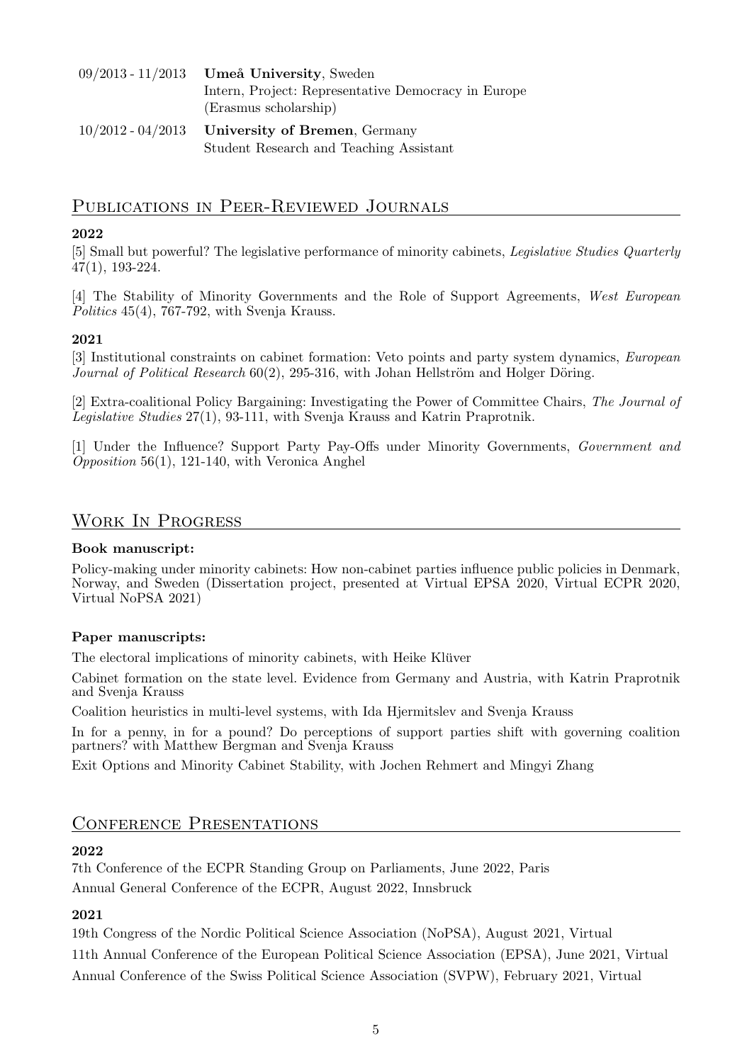| | |
|---|---|
| 09/2013 - 11/2013 | **Umeå University**, Sweden<br>Intern, Project: Representative Democracy in Europe<br>(Erasmus scholarship) |
| 10/2012 - 04/2013 | **University of Bremen**, Germany<br>Student Research and Teaching Assistant |

## Publications in Peer-Reviewed Journals

**2022**

[5] Small but powerful? The legislative performance of minority cabinets, *Legislative Studies Quarterly* 47(1), 193-224.

[4] The Stability of Minority Governments and the Role of Support Agreements, *West European Politics* 45(4), 767-792, with Svenja Krauss.

**2021**

[3] Institutional constraints on cabinet formation: Veto points and party system dynamics, *European Journal of Political Research* 60(2), 295-316, with Johan Hellström and Holger Döring.

[2] Extra-coalitional Policy Bargaining: Investigating the Power of Committee Chairs, *The Journal of Legislative Studies* 27(1), 93-111, with Svenja Krauss and Katrin Praprotnik.

[1] Under the Influence? Support Party Pay-Offs under Minority Governments, *Government and Opposition* 56(1), 121-140, with Veronica Anghel

## Work In Progress

**Book manuscript:**

Policy-making under minority cabinets: How non-cabinet parties influence public policies in Denmark, Norway, and Sweden (Dissertation project, presented at Virtual EPSA 2020, Virtual ECPR 2020, Virtual NoPSA 2021)

**Paper manuscripts:**

The electoral implications of minority cabinets, with Heike Klüver

Cabinet formation on the state level. Evidence from Germany and Austria, with Katrin Praprotnik and Svenja Krauss

Coalition heuristics in multi-level systems, with Ida Hjermitslev and Svenja Krauss

In for a penny, in for a pound? Do perceptions of support parties shift with governing coalition partners? with Matthew Bergman and Svenja Krauss

Exit Options and Minority Cabinet Stability, with Jochen Rehmert and Mingyi Zhang

## Conference Presentations

**2022**

7th Conference of the ECPR Standing Group on Parliaments, June 2022, Paris

Annual General Conference of the ECPR, August 2022, Innsbruck

**2021**

19th Congress of the Nordic Political Science Association (NoPSA), August 2021, Virtual

11th Annual Conference of the European Political Science Association (EPSA), June 2021, Virtual

Annual Conference of the Swiss Political Science Association (SVPW), February 2021, Virtual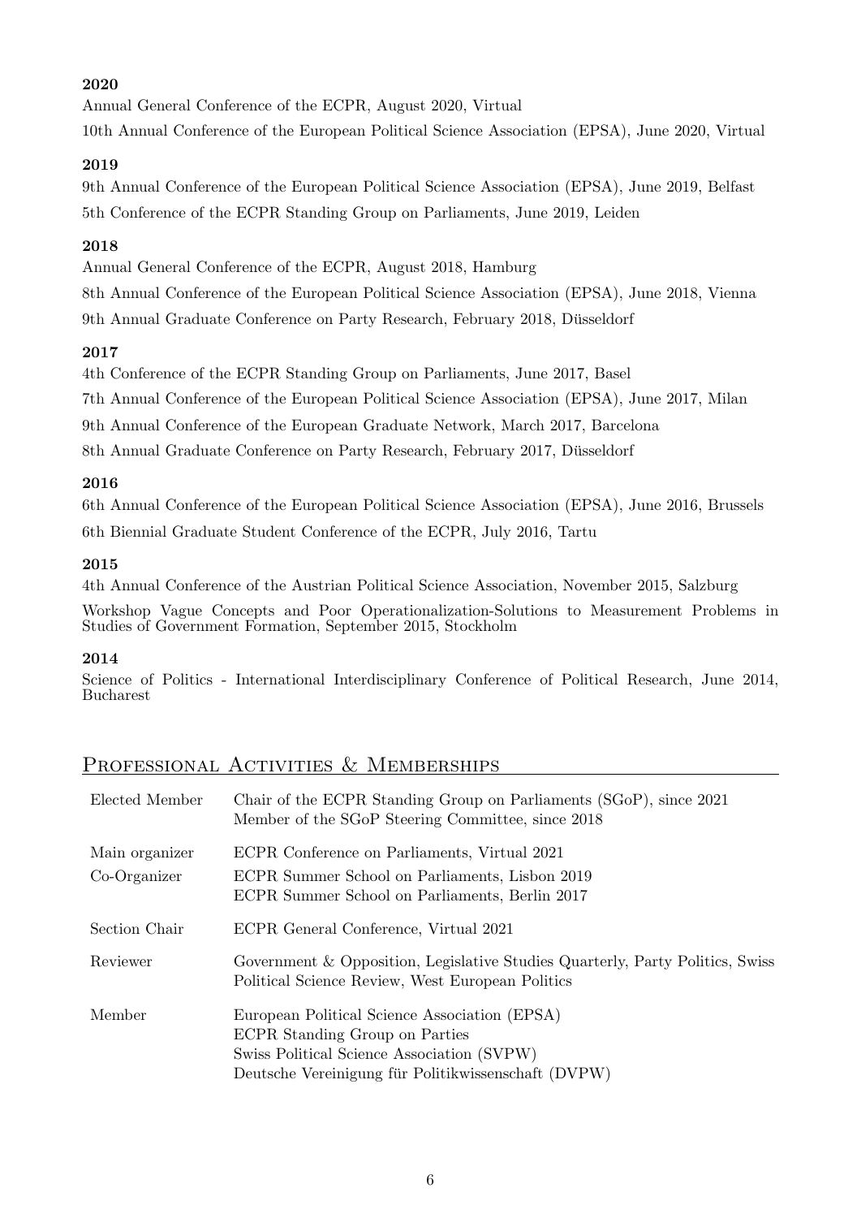**2020**

Annual General Conference of the ECPR, August 2020, Virtual

10th Annual Conference of the European Political Science Association (EPSA), June 2020, Virtual

**2019**

9th Annual Conference of the European Political Science Association (EPSA), June 2019, Belfast

5th Conference of the ECPR Standing Group on Parliaments, June 2019, Leiden

**2018**

Annual General Conference of the ECPR, August 2018, Hamburg

8th Annual Conference of the European Political Science Association (EPSA), June 2018, Vienna

9th Annual Graduate Conference on Party Research, February 2018, Düsseldorf

**2017**

4th Conference of the ECPR Standing Group on Parliaments, June 2017, Basel

7th Annual Conference of the European Political Science Association (EPSA), June 2017, Milan

9th Annual Conference of the European Graduate Network, March 2017, Barcelona

8th Annual Graduate Conference on Party Research, February 2017, Düsseldorf

**2016**

6th Annual Conference of the European Political Science Association (EPSA), June 2016, Brussels

6th Biennial Graduate Student Conference of the ECPR, July 2016, Tartu

**2015**

4th Annual Conference of the Austrian Political Science Association, November 2015, Salzburg

Workshop Vague Concepts and Poor Operationalization-Solutions to Measurement Problems in Studies of Government Formation, September 2015, Stockholm

**2014**

Science of Politics - International Interdisciplinary Conference of Political Research, June 2014, Bucharest

## Professional Activities & Memberships

| | |
|---|---|
| Elected Member | Chair of the ECPR Standing Group on Parliaments (SGoP), since 2021<br>Member of the SGoP Steering Committee, since 2018 |
| Main organizer | ECPR Conference on Parliaments, Virtual 2021 |
| Co-Organizer | ECPR Summer School on Parliaments, Lisbon 2019<br>ECPR Summer School on Parliaments, Berlin 2017 |
| Section Chair | ECPR General Conference, Virtual 2021 |
| Reviewer | Government & Opposition, Legislative Studies Quarterly, Party Politics, Swiss Political Science Review, West European Politics |
| Member | European Political Science Association (EPSA)<br>ECPR Standing Group on Parties<br>Swiss Political Science Association (SVPW)<br>Deutsche Vereinigung für Politikwissenschaft (DVPW) |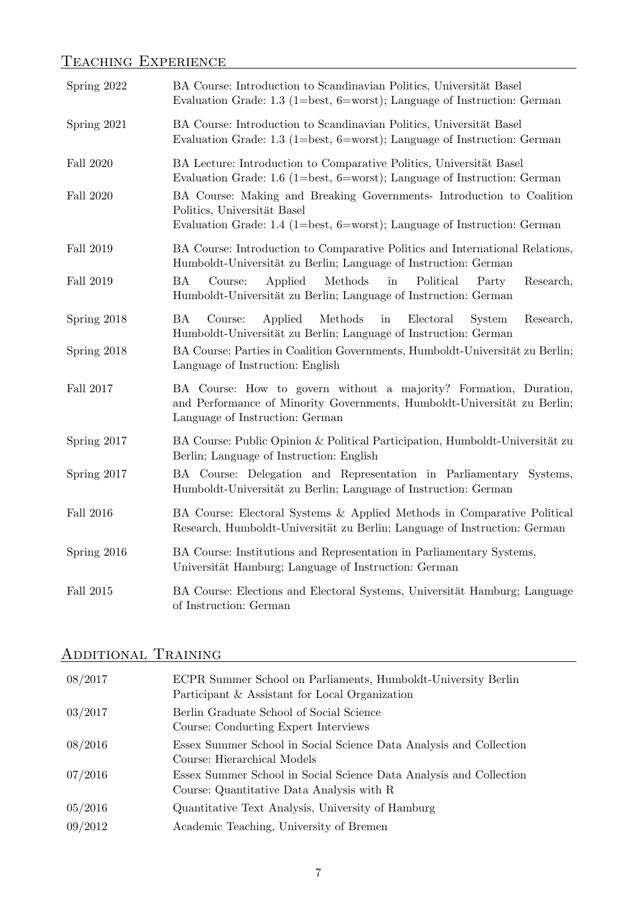## Teaching Experience

| | |
|---|---|
| Spring 2022 | BA Course: Introduction to Scandinavian Politics, Universität Basel<br>Evaluation Grade: 1.3 (1=best, 6=worst); Language of Instruction: German |
| Spring 2021 | BA Course: Introduction to Scandinavian Politics, Universität Basel<br>Evaluation Grade: 1.3 (1=best, 6=worst); Language of Instruction: German |
| Fall 2020 | BA Lecture: Introduction to Comparative Politics, Universität Basel<br>Evaluation Grade: 1.6 (1=best, 6=worst); Language of Instruction: German |
| Fall 2020 | BA Course: Making and Breaking Governments- Introduction to Coalition Politics, Universität Basel<br>Evaluation Grade: 1.4 (1=best, 6=worst); Language of Instruction: German |
| Fall 2019 | BA Course: Introduction to Comparative Politics and International Relations, Humboldt-Universität zu Berlin; Language of Instruction: German |
| Fall 2019 | BA Course: Applied Methods in Political Party Research, Humboldt-Universität zu Berlin; Language of Instruction: German |
| Spring 2018 | BA Course: Applied Methods in Electoral System Research, Humboldt-Universität zu Berlin; Language of Instruction: German |
| Spring 2018 | BA Course: Parties in Coalition Governments, Humboldt-Universität zu Berlin; Language of Instruction: English |
| Fall 2017 | BA Course: How to govern without a majority? Formation, Duration, and Performance of Minority Governments, Humboldt-Universität zu Berlin; Language of Instruction: German |
| Spring 2017 | BA Course: Public Opinion & Political Participation, Humboldt-Universität zu Berlin; Language of Instruction: English |
| Spring 2017 | BA Course: Delegation and Representation in Parliamentary Systems, Humboldt-Universität zu Berlin; Language of Instruction: German |
| Fall 2016 | BA Course: Electoral Systems & Applied Methods in Comparative Political Research, Humboldt-Universität zu Berlin; Language of Instruction: German |
| Spring 2016 | BA Course: Institutions and Representation in Parliamentary Systems, Universität Hamburg; Language of Instruction: German |
| Fall 2015 | BA Course: Elections and Electoral Systems, Universität Hamburg; Language of Instruction: German |

## Additional Training

| | |
|---|---|
| 08/2017 | ECPR Summer School on Parliaments, Humboldt-University Berlin<br>Participant & Assistant for Local Organization |
| 03/2017 | Berlin Graduate School of Social Science<br>Course: Conducting Expert Interviews |
| 08/2016 | Essex Summer School in Social Science Data Analysis and Collection<br>Course: Hierarchical Models |
| 07/2016 | Essex Summer School in Social Science Data Analysis and Collection<br>Course: Quantitative Data Analysis with R |
| 05/2016 | Quantitative Text Analysis, University of Hamburg |
| 09/2012 | Academic Teaching, University of Bremen |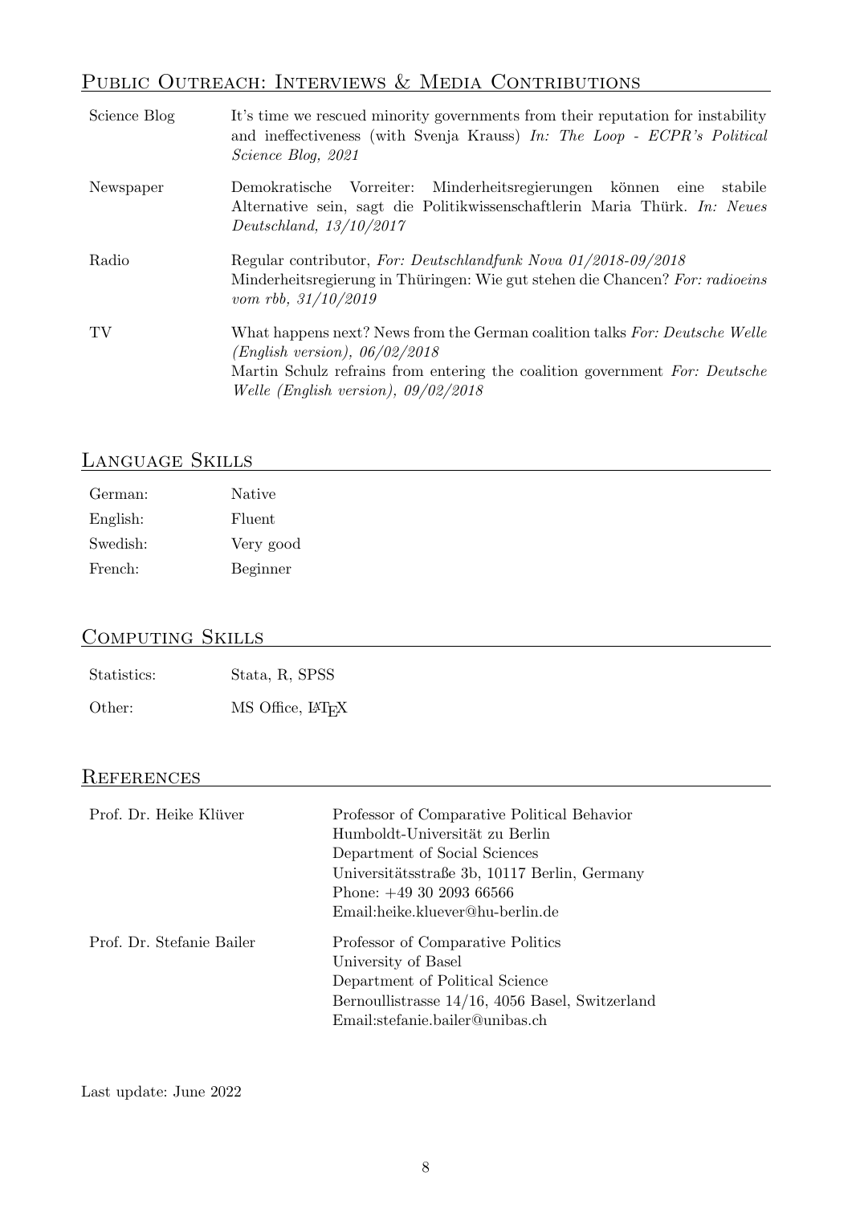## Public Outreach: Interviews & Media Contributions

| | |
|---|---|
| Science Blog | It's time we rescued minority governments from their reputation for instability and ineffectiveness (with Svenja Krauss) *In: The Loop - ECPR's Political Science Blog, 2021* |
| Newspaper | Demokratische Vorreiter: Minderheitsregierungen können eine stabile Alternative sein, sagt die Politikwissenschaftlerin Maria Thürk. *In: Neues Deutschland, 13/10/2017* |
| Radio | Regular contributor, *For: Deutschlandfunk Nova 01/2018-09/2018*<br>Minderheitsregierung in Thüringen: Wie gut stehen die Chancen? *For: radioeins vom rbb, 31/10/2019* |
| TV | What happens next? News from the German coalition talks *For: Deutsche Welle (English version), 06/02/2018*<br>Martin Schulz refrains from entering the coalition government *For: Deutsche Welle (English version), 09/02/2018* |

## Language Skills

| | |
|---|---|
| German: | Native |
| English: | Fluent |
| Swedish: | Very good |
| French: | Beginner |

## Computing Skills

| | |
|---|---|
| Statistics: | Stata, R, SPSS |
| Other: | MS Office, LaTeX |

## References

| | |
|---|---|
| Prof. Dr. Heike Klüver | Professor of Comparative Political Behavior<br>Humboldt-Universität zu Berlin<br>Department of Social Sciences<br>Universitätsstraße 3b, 10117 Berlin, Germany<br>Phone: +49 30 2093 66566<br>Email:heike.kluever@hu-berlin.de |
| Prof. Dr. Stefanie Bailer | Professor of Comparative Politics<br>University of Basel<br>Department of Political Science<br>Bernoullistrasse 14/16, 4056 Basel, Switzerland<br>Email:stefanie.bailer@unibas.ch |

Last update: June 2022